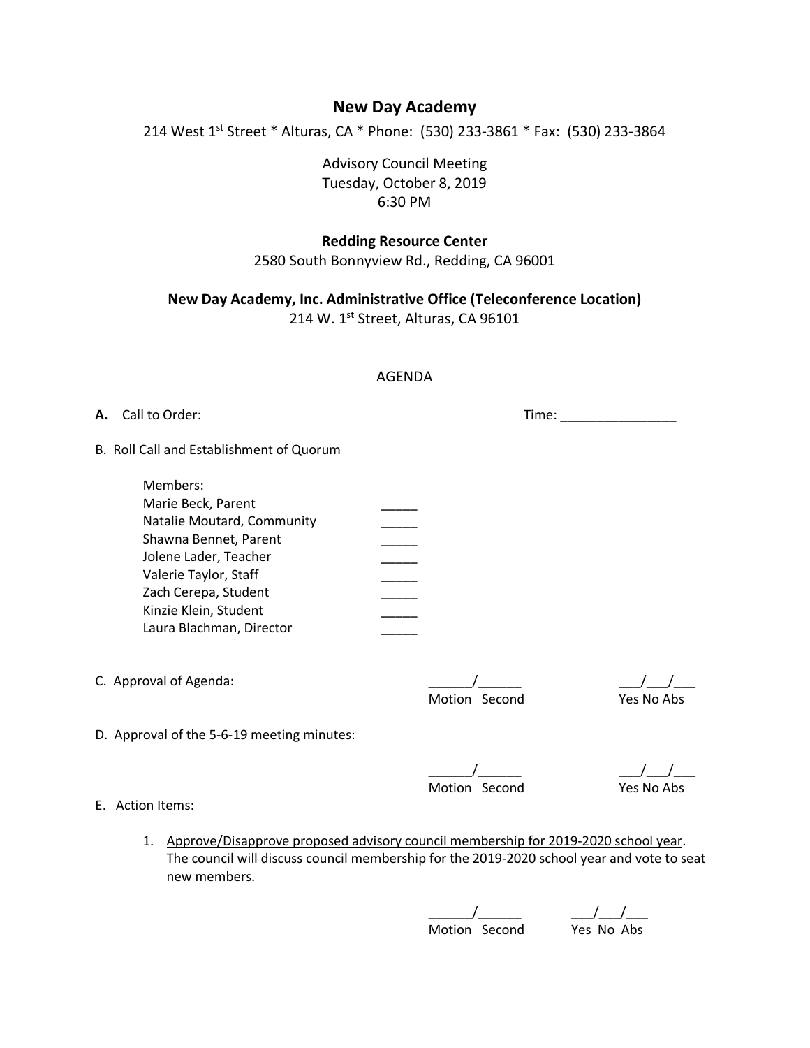# New Day Academy

214 West 1st Street * Alturas, CA * Phone: (530) 233-3861 * Fax: (530) 233-3864

Advisory Council Meeting
Tuesday, October 8, 2019
6:30 PM

**Redding Resource Center**
2580 South Bonnyview Rd., Redding, CA 96001

**New Day Academy, Inc. Administrative Office (Teleconference Location)**
214 W. 1st Street, Alturas, CA 96101

## AGENDA

**A.** Call to Order: Time: ________________

B. Roll Call and Establishment of Quorum

Members:
Marie Beck, Parent _____
Natalie Moutard, Community _____
Shawna Bennet, Parent _____
Jolene Lader, Teacher _____
Valerie Taylor, Staff _____
Zach Cerepa, Student _____
Kinzie Klein, Student _____
Laura Blachman, Director _____

C. Approval of Agenda: ______/______ Motion Second ___/___/___ Yes No Abs

D. Approval of the 5-6-19 meeting minutes:

______/______ Motion Second ___/___/___ Yes No Abs

E. Action Items:

1. Approve/Disapprove proposed advisory council membership for 2019-2020 school year. The council will discuss council membership for the 2019-2020 school year and vote to seat new members.

   ______/______ Motion Second ___/___/___ Yes No Abs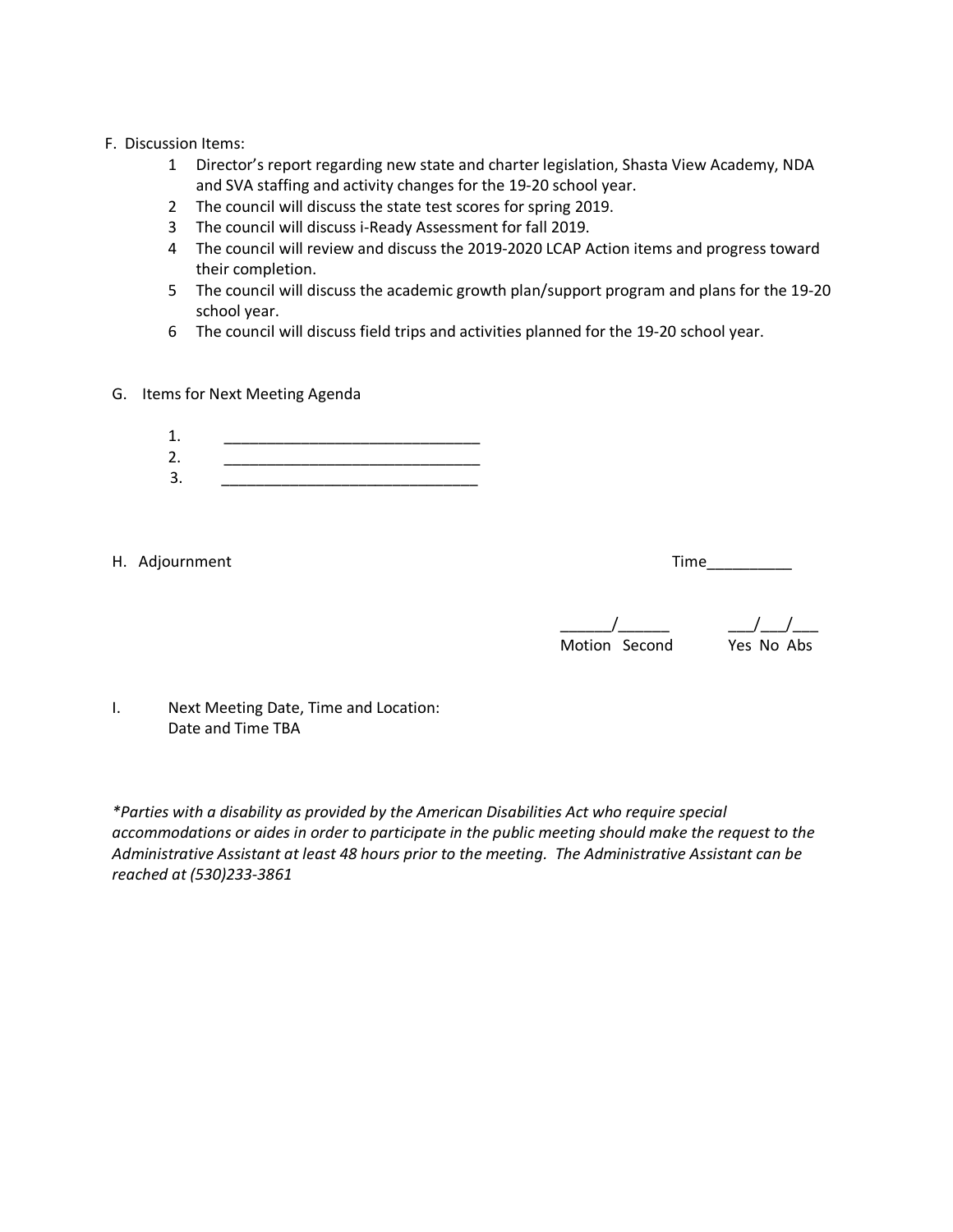F. Discussion Items:

1. Director's report regarding new state and charter legislation, Shasta View Academy, NDA and SVA staffing and activity changes for the 19-20 school year.
2. The council will discuss the state test scores for spring 2019.
3. The council will discuss i-Ready Assessment for fall 2019.
4. The council will review and discuss the 2019-2020 LCAP Action items and progress toward their completion.
5. The council will discuss the academic growth plan/support program and plans for the 19-20 school year.
6. The council will discuss field trips and activities planned for the 19-20 school year.

G. Items for Next Meeting Agenda

1. ______________________________
2. ______________________________
3. ______________________________

H. Adjournment Time__________

______/______ ___/___/___
Motion Second Yes No Abs

I. Next Meeting Date, Time and Location:
Date and Time TBA

*\*Parties with a disability as provided by the American Disabilities Act who require special accommodations or aides in order to participate in the public meeting should make the request to the Administrative Assistant at least 48 hours prior to the meeting. The Administrative Assistant can be reached at (530)233-3861*